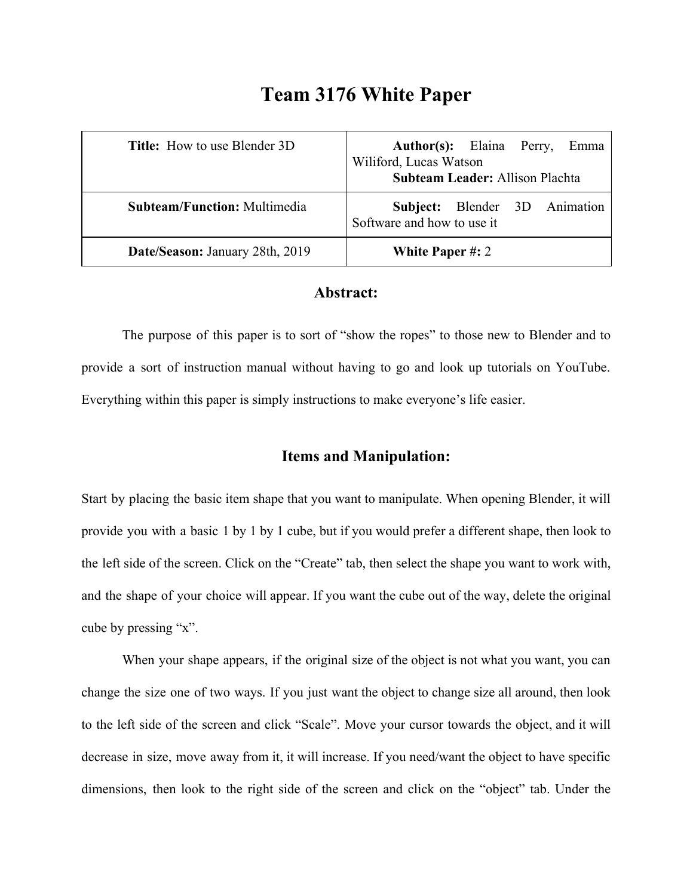# Team 3176 White Paper

| **Title:** How to use Blender 3D | **Author(s):** Elaina Perry, Emma Wiliford, Lucas Watson<br>**Subteam Leader:** Allison Plachta |
|---|---|
| **Subteam/Function:** Multimedia | **Subject:** Blender 3D Animation Software and how to use it |
| **Date/Season:** January 28th, 2019 | **White Paper #:** 2 |

## Abstract:

The purpose of this paper is to sort of "show the ropes" to those new to Blender and to provide a sort of instruction manual without having to go and look up tutorials on YouTube. Everything within this paper is simply instructions to make everyone's life easier.

## Items and Manipulation:

Start by placing the basic item shape that you want to manipulate. When opening Blender, it will provide you with a basic 1 by 1 by 1 cube, but if you would prefer a different shape, then look to the left side of the screen. Click on the "Create" tab, then select the shape you want to work with, and the shape of your choice will appear. If you want the cube out of the way, delete the original cube by pressing "x".

When your shape appears, if the original size of the object is not what you want, you can change the size one of two ways. If you just want the object to change size all around, then look to the left side of the screen and click "Scale". Move your cursor towards the object, and it will decrease in size, move away from it, it will increase. If you need/want the object to have specific dimensions, then look to the right side of the screen and click on the "object" tab. Under the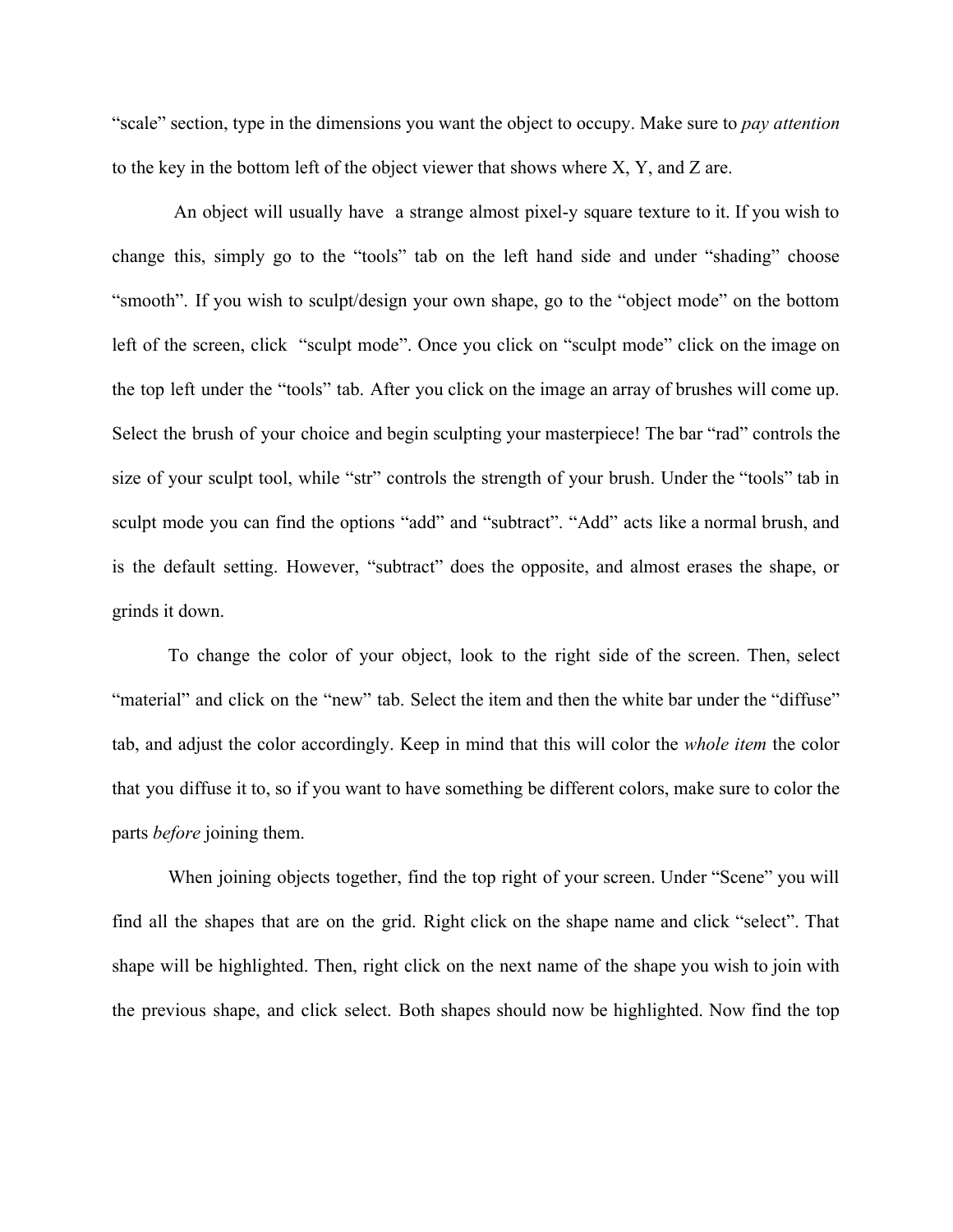“scale” section, type in the dimensions you want the object to occupy. Make sure to *pay attention* to the key in the bottom left of the object viewer that shows where X, Y, and Z are.

An object will usually have a strange almost pixel-y square texture to it. If you wish to change this, simply go to the “tools” tab on the left hand side and under “shading” choose “smooth”. If you wish to sculpt/design your own shape, go to the “object mode” on the bottom left of the screen, click “sculpt mode”. Once you click on “sculpt mode” click on the image on the top left under the “tools” tab. After you click on the image an array of brushes will come up. Select the brush of your choice and begin sculpting your masterpiece! The bar “rad” controls the size of your sculpt tool, while “str” controls the strength of your brush. Under the “tools” tab in sculpt mode you can find the options “add” and “subtract”. “Add” acts like a normal brush, and is the default setting. However, “subtract” does the opposite, and almost erases the shape, or grinds it down.

To change the color of your object, look to the right side of the screen. Then, select “material” and click on the “new” tab. Select the item and then the white bar under the “diffuse” tab, and adjust the color accordingly. Keep in mind that this will color the *whole item* the color that you diffuse it to, so if you want to have something be different colors, make sure to color the parts *before* joining them.

When joining objects together, find the top right of your screen. Under “Scene” you will find all the shapes that are on the grid. Right click on the shape name and click “select”. That shape will be highlighted. Then, right click on the next name of the shape you wish to join with the previous shape, and click select. Both shapes should now be highlighted. Now find the top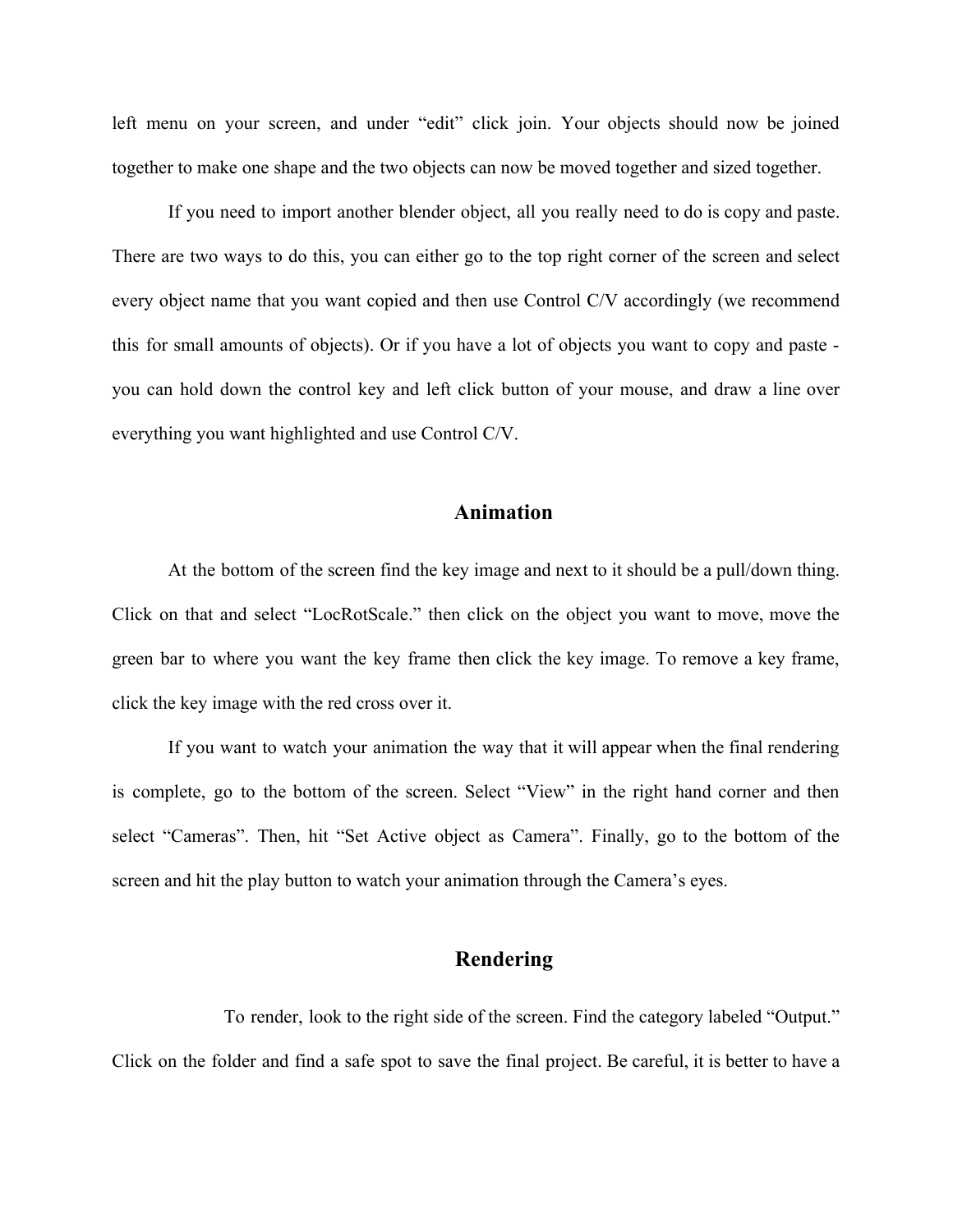left menu on your screen, and under "edit" click join. Your objects should now be joined together to make one shape and the two objects can now be moved together and sized together.

If you need to import another blender object, all you really need to do is copy and paste. There are two ways to do this, you can either go to the top right corner of the screen and select every object name that you want copied and then use Control C/V accordingly (we recommend this for small amounts of objects). Or if you have a lot of objects you want to copy and paste - you can hold down the control key and left click button of your mouse, and draw a line over everything you want highlighted and use Control C/V.

## Animation

At the bottom of the screen find the key image and next to it should be a pull/down thing. Click on that and select "LocRotScale." then click on the object you want to move, move the green bar to where you want the key frame then click the key image. To remove a key frame, click the key image with the red cross over it.

If you want to watch your animation the way that it will appear when the final rendering is complete, go to the bottom of the screen. Select "View" in the right hand corner and then select "Cameras". Then, hit "Set Active object as Camera". Finally, go to the bottom of the screen and hit the play button to watch your animation through the Camera's eyes.

## Rendering

To render, look to the right side of the screen. Find the category labeled "Output." Click on the folder and find a safe spot to save the final project. Be careful, it is better to have a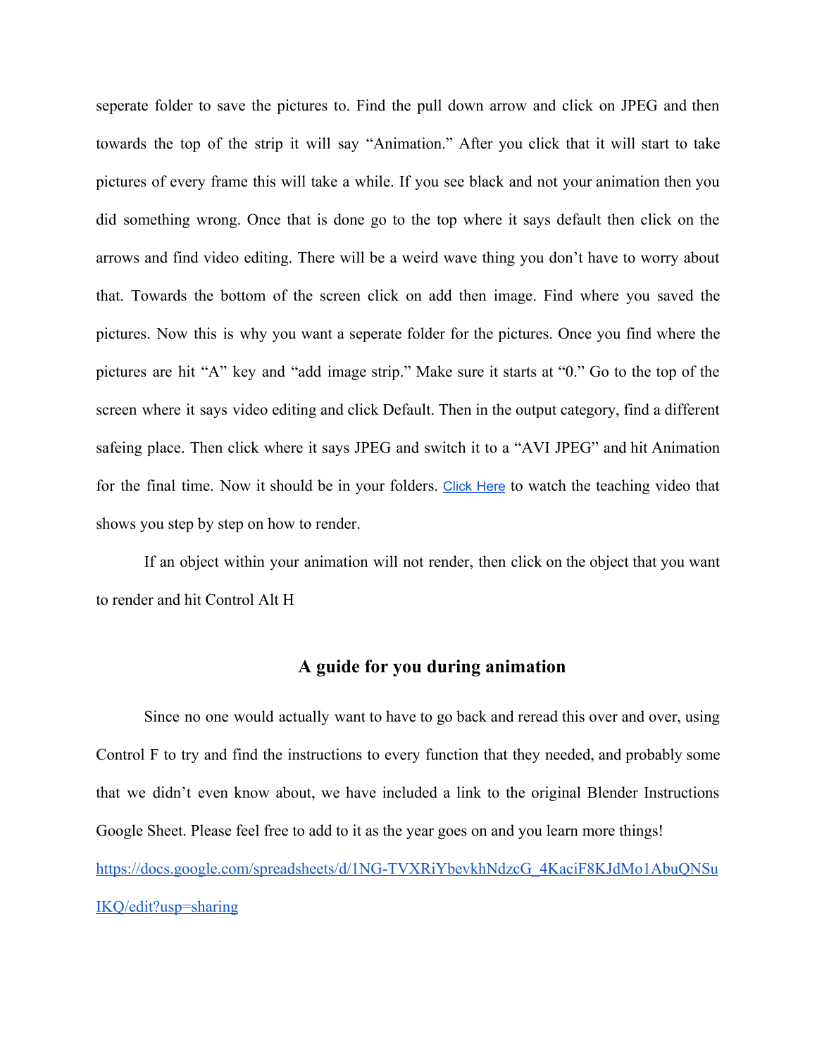seperate folder to save the pictures to. Find the pull down arrow and click on JPEG and then towards the top of the strip it will say "Animation." After you click that it will start to take pictures of every frame this will take a while. If you see black and not your animation then you did something wrong. Once that is done go to the top where it says default then click on the arrows and find video editing. There will be a weird wave thing you don't have to worry about that. Towards the bottom of the screen click on add then image. Find where you saved the pictures. Now this is why you want a seperate folder for the pictures. Once you find where the pictures are hit "A" key and "add image strip." Make sure it starts at "0." Go to the top of the screen where it says video editing and click Default. Then in the output category, find a different safeing place. Then click where it says JPEG and switch it to a "AVI JPEG" and hit Animation for the final time. Now it should be in your folders. Click Here to watch the teaching video that shows you step by step on how to render.

If an object within your animation will not render, then click on the object that you want to render and hit Control Alt H

## A guide for you during animation

Since no one would actually want to have to go back and reread this over and over, using Control F to try and find the instructions to every function that they needed, and probably some that we didn't even know about, we have included a link to the original Blender Instructions Google Sheet. Please feel free to add to it as the year goes on and you learn more things!

https://docs.google.com/spreadsheets/d/1NG-TVXRiYbevkhNdzcG_4KaciF8KJdMo1AbuQNSuIKQ/edit?usp=sharing